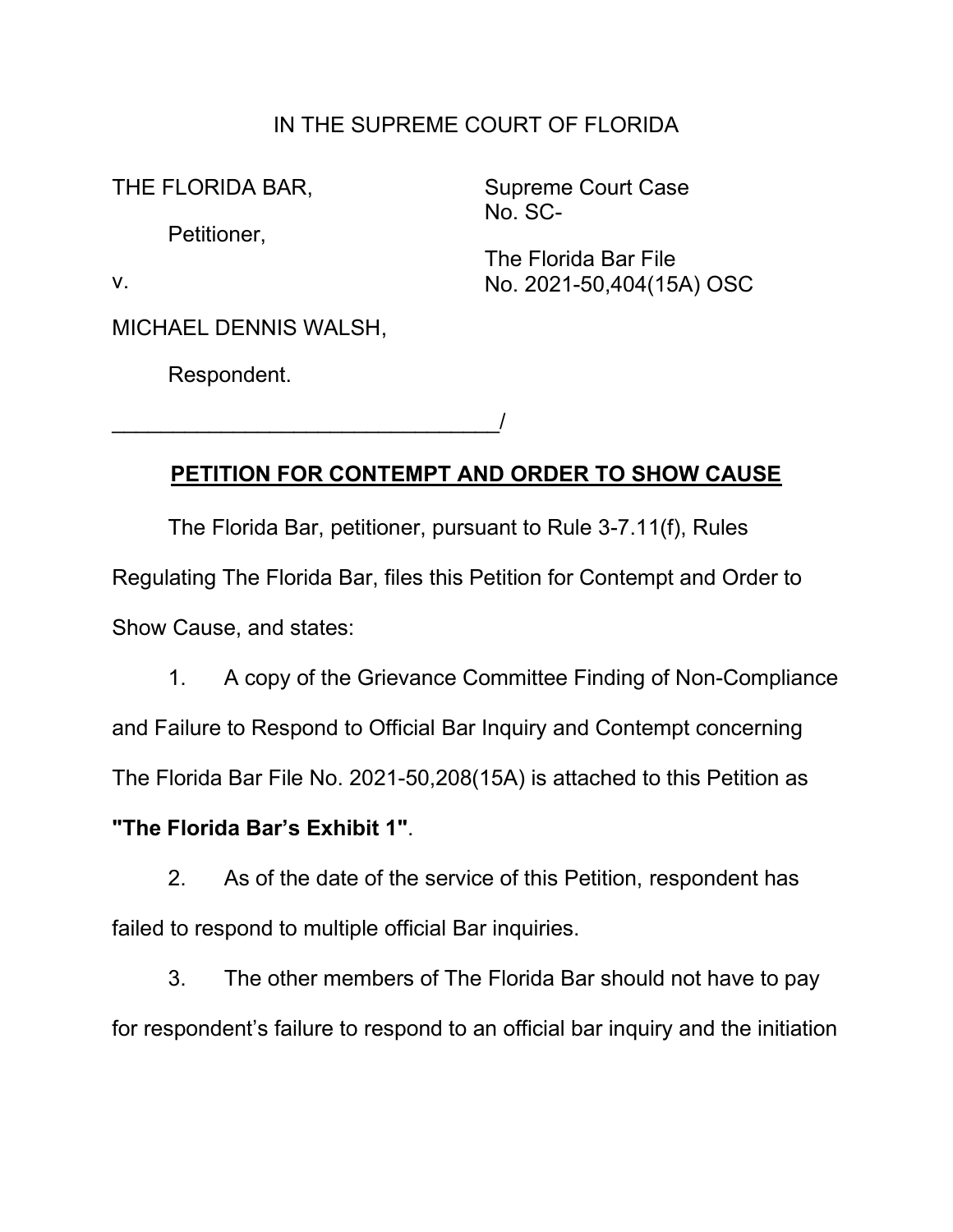IN THE SUPREME COURT OF FLORIDA

THE FLORIDA BAR,

Petitioner,

v.

MICHAEL DENNIS WALSH,

Respondent.

_______________________________/

Supreme Court Case No. SC-

The Florida Bar File No. 2021-50,404(15A) OSC

## PETITION FOR CONTEMPT AND ORDER TO SHOW CAUSE

The Florida Bar, petitioner, pursuant to Rule 3-7.11(f), Rules Regulating The Florida Bar, files this Petition for Contempt and Order to Show Cause, and states:

1. A copy of the Grievance Committee Finding of Non-Compliance and Failure to Respond to Official Bar Inquiry and Contempt concerning The Florida Bar File No. 2021-50,208(15A) is attached to this Petition as **"The Florida Bar's Exhibit 1"**.

2. As of the date of the service of this Petition, respondent has failed to respond to multiple official Bar inquiries.

3. The other members of The Florida Bar should not have to pay for respondent's failure to respond to an official bar inquiry and the initiation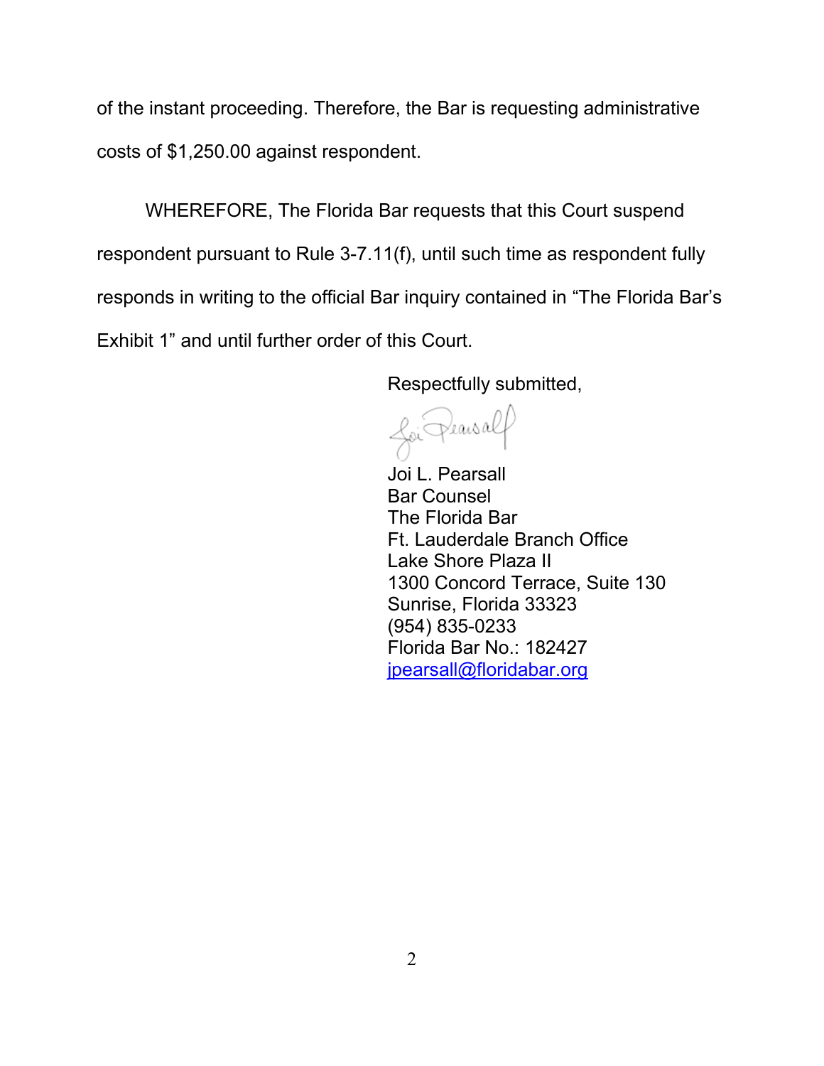of the instant proceeding. Therefore, the Bar is requesting administrative costs of $1,250.00 against respondent.

WHEREFORE, The Florida Bar requests that this Court suspend respondent pursuant to Rule 3-7.11(f), until such time as respondent fully responds in writing to the official Bar inquiry contained in "The Florida Bar's Exhibit 1" and until further order of this Court.

Respectfully submitted,

Joi L. Pearsall
Bar Counsel
The Florida Bar
Ft. Lauderdale Branch Office
Lake Shore Plaza II
1300 Concord Terrace, Suite 130
Sunrise, Florida 33323
(954) 835-0233
Florida Bar No.: 182427
jpearsall@floridabar.org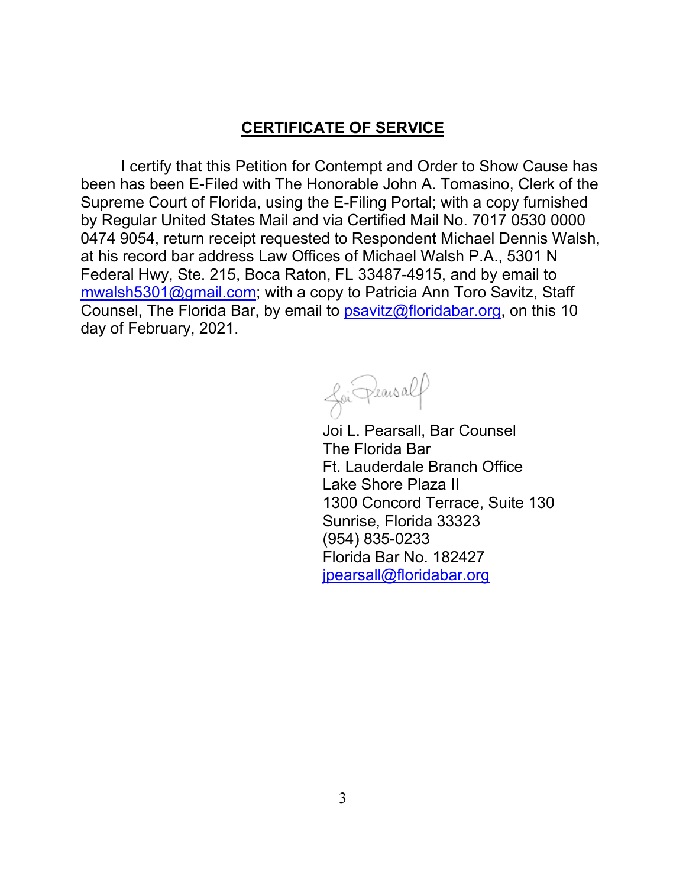## CERTIFICATE OF SERVICE

I certify that this Petition for Contempt and Order to Show Cause has been has been E-Filed with The Honorable John A. Tomasino, Clerk of the Supreme Court of Florida, using the E-Filing Portal; with a copy furnished by Regular United States Mail and via Certified Mail No. 7017 0530 0000 0474 9054, return receipt requested to Respondent Michael Dennis Walsh, at his record bar address Law Offices of Michael Walsh P.A., 5301 N Federal Hwy, Ste. 215, Boca Raton, FL 33487-4915, and by email to mwalsh5301@gmail.com; with a copy to Patricia Ann Toro Savitz, Staff Counsel, The Florida Bar, by email to psavitz@floridabar.org, on this 10 day of February, 2021.

Joi L. Pearsall, Bar Counsel
The Florida Bar
Ft. Lauderdale Branch Office
Lake Shore Plaza II
1300 Concord Terrace, Suite 130
Sunrise, Florida 33323
(954) 835-0233
Florida Bar No. 182427
jpearsall@floridabar.org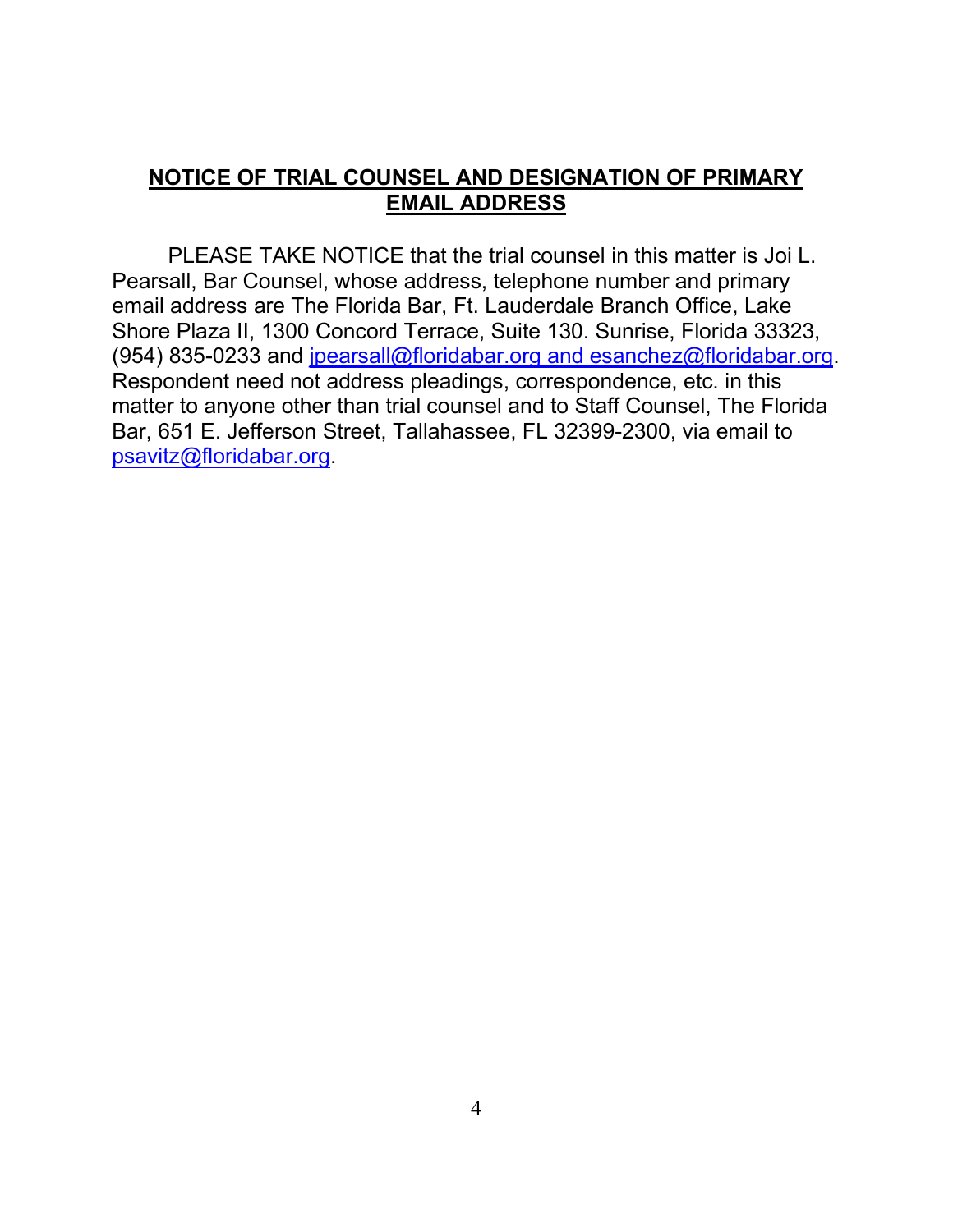## NOTICE OF TRIAL COUNSEL AND DESIGNATION OF PRIMARY EMAIL ADDRESS

PLEASE TAKE NOTICE that the trial counsel in this matter is Joi L. Pearsall, Bar Counsel, whose address, telephone number and primary email address are The Florida Bar, Ft. Lauderdale Branch Office, Lake Shore Plaza II, 1300 Concord Terrace, Suite 130. Sunrise, Florida 33323, (954) 835-0233 and jpearsall@floridabar.org and esanchez@floridabar.org. Respondent need not address pleadings, correspondence, etc. in this matter to anyone other than trial counsel and to Staff Counsel, The Florida Bar, 651 E. Jefferson Street, Tallahassee, FL 32399-2300, via email to psavitz@floridabar.org.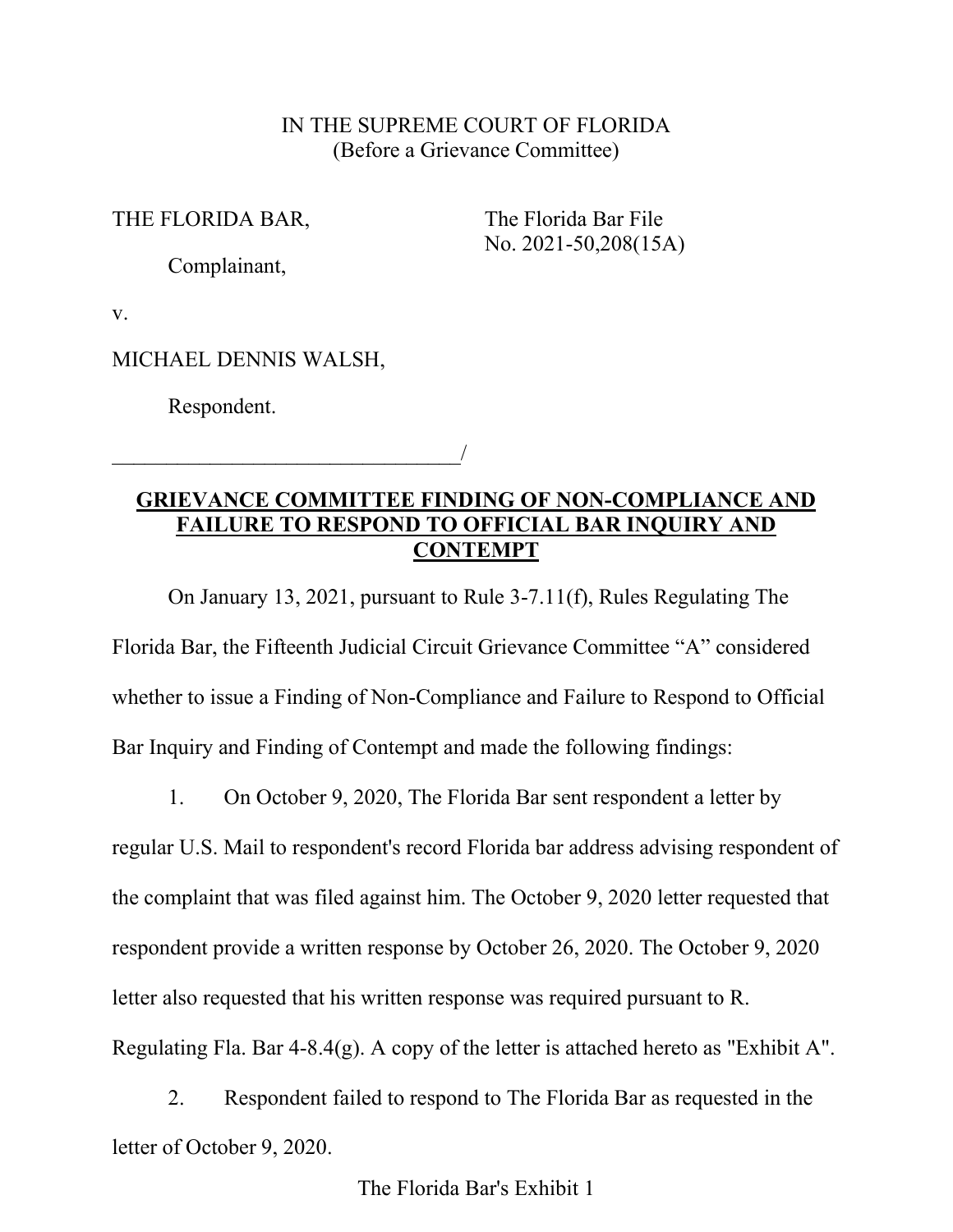IN THE SUPREME COURT OF FLORIDA
(Before a Grievance Committee)

THE FLORIDA BAR,

Complainant,

v.

MICHAEL DENNIS WALSH,

Respondent.

_________________________________/

The Florida Bar File
No. 2021-50,208(15A)

## GRIEVANCE COMMITTEE FINDING OF NON-COMPLIANCE AND FAILURE TO RESPOND TO OFFICIAL BAR INQUIRY AND CONTEMPT

On January 13, 2021, pursuant to Rule 3-7.11(f), Rules Regulating The Florida Bar, the Fifteenth Judicial Circuit Grievance Committee "A" considered whether to issue a Finding of Non-Compliance and Failure to Respond to Official Bar Inquiry and Finding of Contempt and made the following findings:

1. On October 9, 2020, The Florida Bar sent respondent a letter by regular U.S. Mail to respondent's record Florida bar address advising respondent of the complaint that was filed against him. The October 9, 2020 letter requested that respondent provide a written response by October 26, 2020. The October 9, 2020 letter also requested that his written response was required pursuant to R. Regulating Fla. Bar 4-8.4(g). A copy of the letter is attached hereto as "Exhibit A".

2. Respondent failed to respond to The Florida Bar as requested in the letter of October 9, 2020.

The Florida Bar's Exhibit 1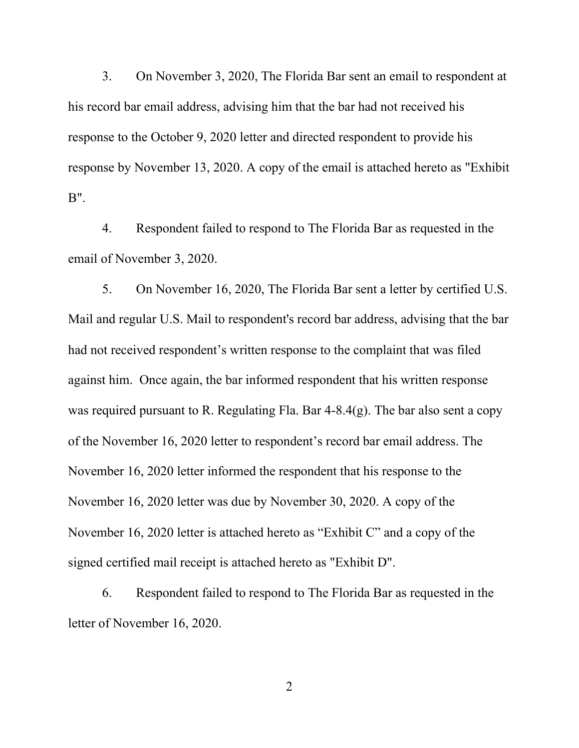3. On November 3, 2020, The Florida Bar sent an email to respondent at his record bar email address, advising him that the bar had not received his response to the October 9, 2020 letter and directed respondent to provide his response by November 13, 2020. A copy of the email is attached hereto as "Exhibit B".

4. Respondent failed to respond to The Florida Bar as requested in the email of November 3, 2020.

5. On November 16, 2020, The Florida Bar sent a letter by certified U.S. Mail and regular U.S. Mail to respondent's record bar address, advising that the bar had not received respondent's written response to the complaint that was filed against him. Once again, the bar informed respondent that his written response was required pursuant to R. Regulating Fla. Bar 4-8.4(g). The bar also sent a copy of the November 16, 2020 letter to respondent's record bar email address. The November 16, 2020 letter informed the respondent that his response to the November 16, 2020 letter was due by November 30, 2020. A copy of the November 16, 2020 letter is attached hereto as "Exhibit C" and a copy of the signed certified mail receipt is attached hereto as "Exhibit D".

6. Respondent failed to respond to The Florida Bar as requested in the letter of November 16, 2020.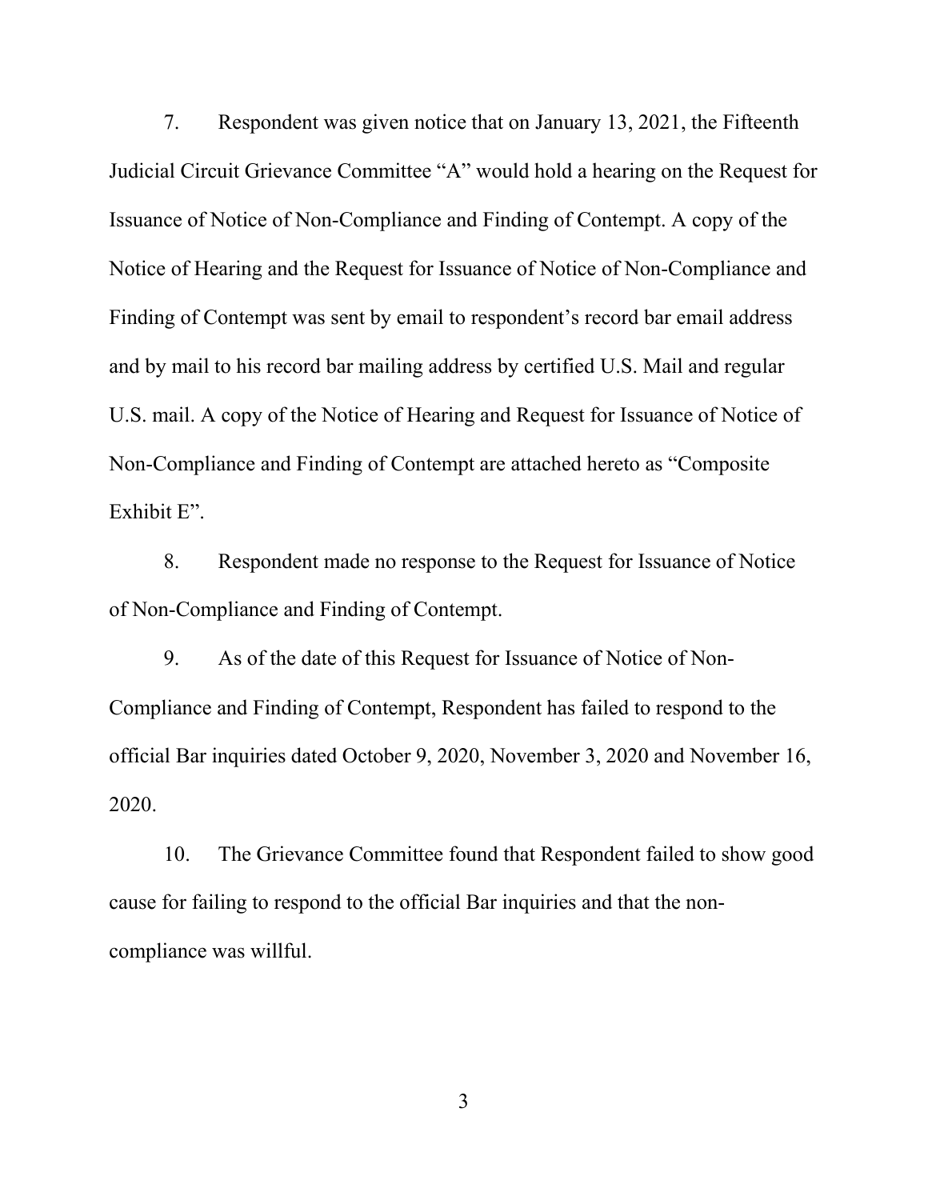7. Respondent was given notice that on January 13, 2021, the Fifteenth Judicial Circuit Grievance Committee "A" would hold a hearing on the Request for Issuance of Notice of Non-Compliance and Finding of Contempt. A copy of the Notice of Hearing and the Request for Issuance of Notice of Non-Compliance and Finding of Contempt was sent by email to respondent's record bar email address and by mail to his record bar mailing address by certified U.S. Mail and regular U.S. mail. A copy of the Notice of Hearing and Request for Issuance of Notice of Non-Compliance and Finding of Contempt are attached hereto as "Composite Exhibit E".

8. Respondent made no response to the Request for Issuance of Notice of Non-Compliance and Finding of Contempt.

9. As of the date of this Request for Issuance of Notice of Non-Compliance and Finding of Contempt, Respondent has failed to respond to the official Bar inquiries dated October 9, 2020, November 3, 2020 and November 16, 2020.

10. The Grievance Committee found that Respondent failed to show good cause for failing to respond to the official Bar inquiries and that the non-compliance was willful.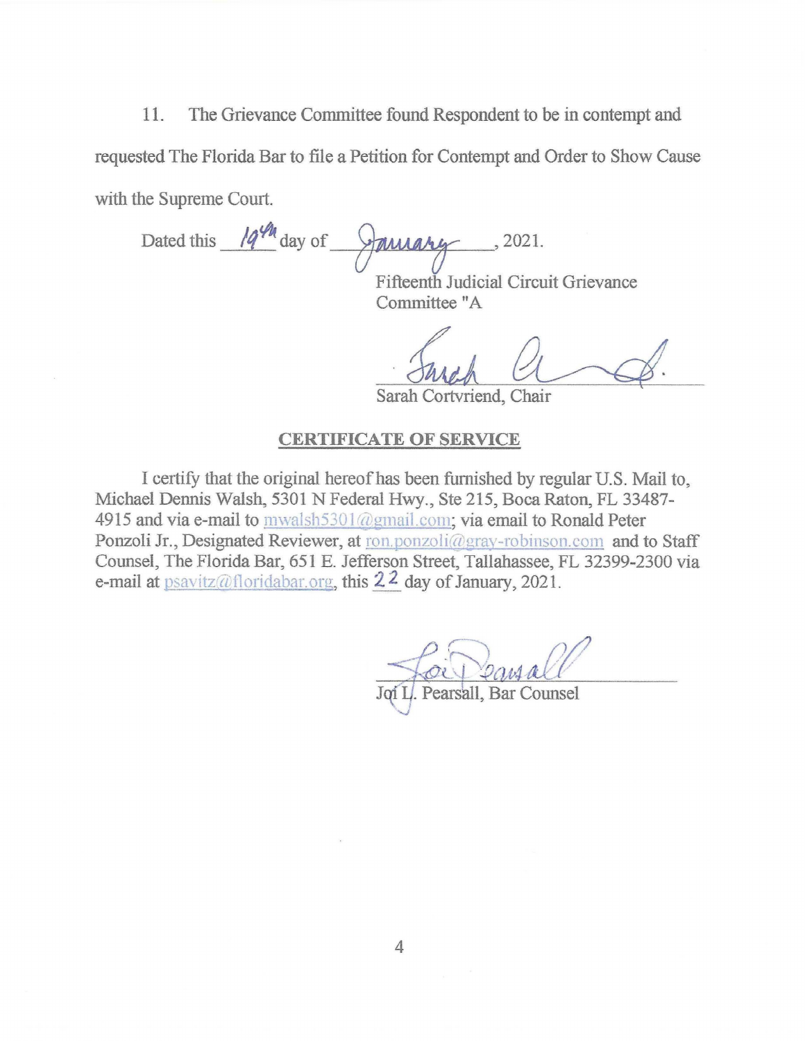11. The Grievance Committee found Respondent to be in contempt and requested The Florida Bar to file a Petition for Contempt and Order to Show Cause with the Supreme Court.

Dated this 19th day of January, 2021.

Fifteenth Judicial Circuit Grievance Committee "A

Sarah Cortvriend, Chair

## CERTIFICATE OF SERVICE

I certify that the original hereof has been furnished by regular U.S. Mail to, Michael Dennis Walsh, 5301 N Federal Hwy., Ste 215, Boca Raton, FL 33487-4915 and via e-mail to mwalsh5301@gmail.com; via email to Ronald Peter Ponzoli Jr., Designated Reviewer, at ron.ponzoli@gray-robinson.com and to Staff Counsel, The Florida Bar, 651 E. Jefferson Street, Tallahassee, FL 32399-2300 via e-mail at psavitz@floridabar.org, this 22 day of January, 2021.

Joi L. Pearsall, Bar Counsel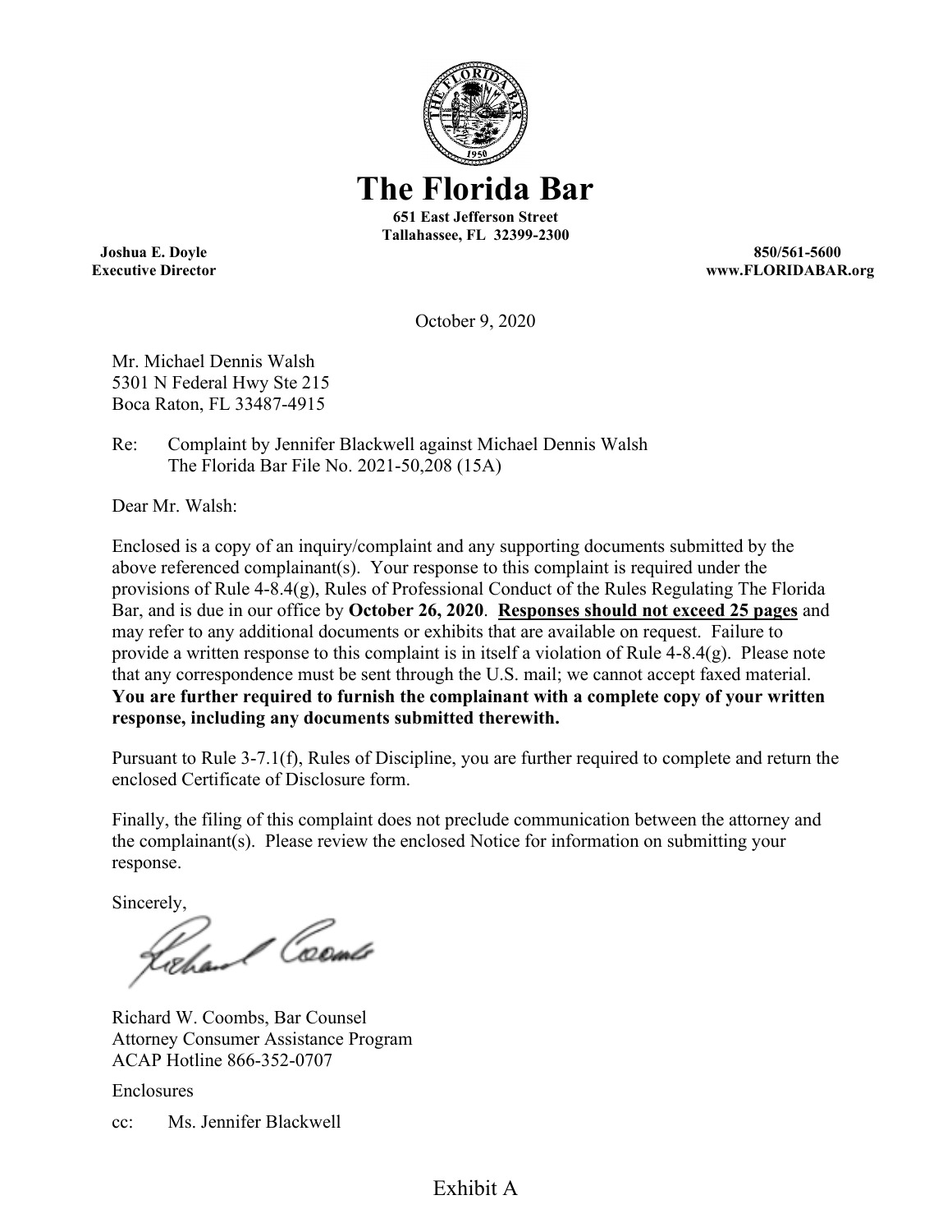# The Florida Bar

**651 East Jefferson Street**
**Tallahassee, FL 32399-2300**

**Joshua E. Doyle**
**Executive Director**

**850/561-5600**
**www.FLORIDABAR.org**

October 9, 2020

Mr. Michael Dennis Walsh
5301 N Federal Hwy Ste 215
Boca Raton, FL 33487-4915

Re: Complaint by Jennifer Blackwell against Michael Dennis Walsh
The Florida Bar File No. 2021-50,208 (15A)

Dear Mr. Walsh:

Enclosed is a copy of an inquiry/complaint and any supporting documents submitted by the above referenced complainant(s). Your response to this complaint is required under the provisions of Rule 4-8.4(g), Rules of Professional Conduct of the Rules Regulating The Florida Bar, and is due in our office by **October 26, 2020**. **Responses should not exceed 25 pages** and may refer to any additional documents or exhibits that are available on request. Failure to provide a written response to this complaint is in itself a violation of Rule 4-8.4(g). Please note that any correspondence must be sent through the U.S. mail; we cannot accept faxed material. **You are further required to furnish the complainant with a complete copy of your written response, including any documents submitted therewith.**

Pursuant to Rule 3-7.1(f), Rules of Discipline, you are further required to complete and return the enclosed Certificate of Disclosure form.

Finally, the filing of this complaint does not preclude communication between the attorney and the complainant(s). Please review the enclosed Notice for information on submitting your response.

Sincerely,

Richard W. Coombs, Bar Counsel
Attorney Consumer Assistance Program
ACAP Hotline 866-352-0707

Enclosures

cc: Ms. Jennifer Blackwell

Exhibit A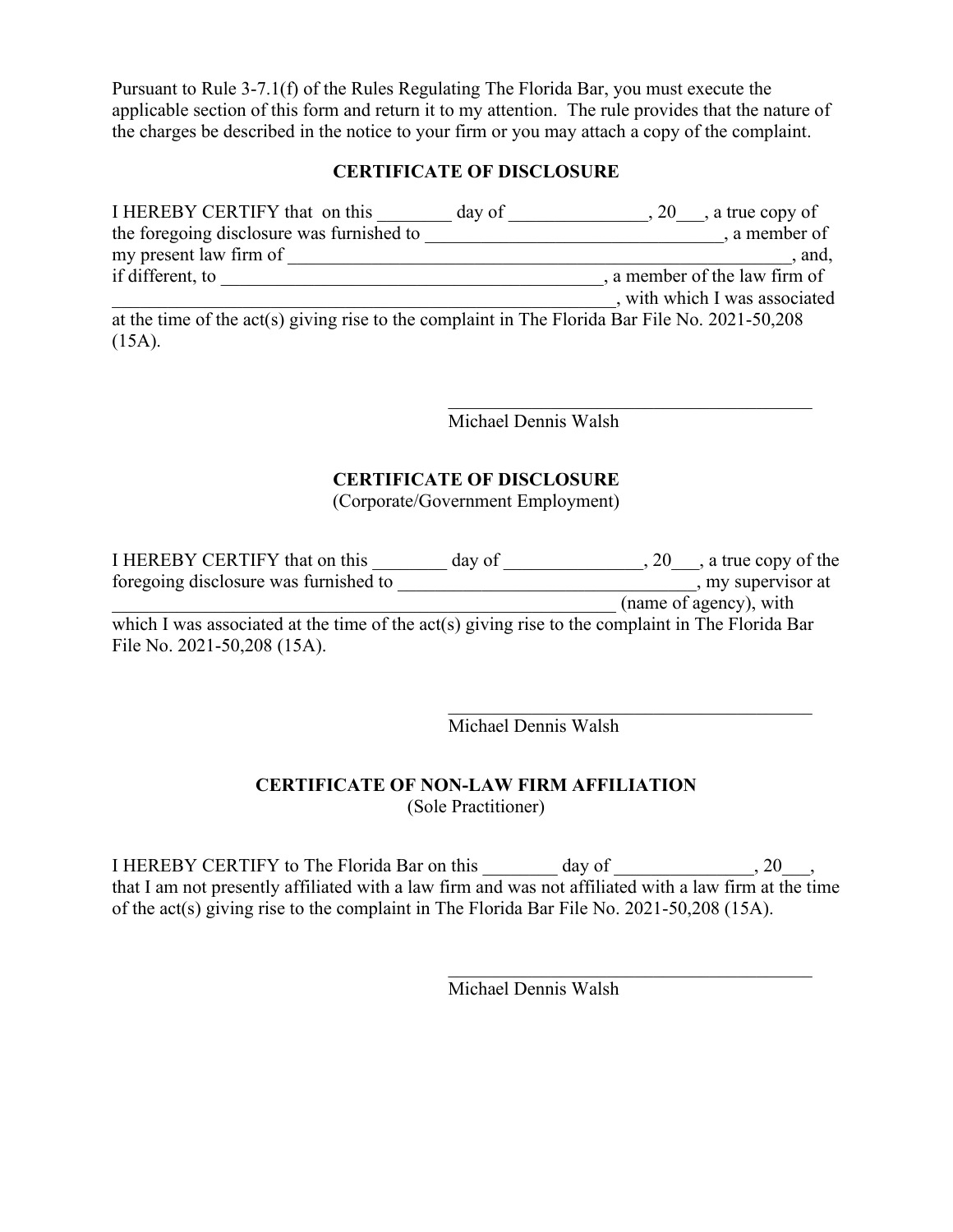Pursuant to Rule 3-7.1(f) of the Rules Regulating The Florida Bar, you must execute the applicable section of this form and return it to my attention. The rule provides that the nature of the charges be described in the notice to your firm or you may attach a copy of the complaint.

## CERTIFICATE OF DISCLOSURE

I HEREBY CERTIFY that on this ________ day of _______________, 20___, a true copy of the foregoing disclosure was furnished to _________________________________, a member of my present law firm of _______________________________________________________, and, if different, to __________________________________________, a member of the law firm of ______________________________________________, with which I was associated at the time of the act(s) giving rise to the complaint in The Florida Bar File No. 2021-50,208 (15A).

_________________________________________
Michael Dennis Walsh

## CERTIFICATE OF DISCLOSURE

(Corporate/Government Employment)

I HEREBY CERTIFY that on this ________ day of _______________, 20___, a true copy of the foregoing disclosure was furnished to ________________________________, my supervisor at _________________________________________________________ (name of agency), with which I was associated at the time of the act(s) giving rise to the complaint in The Florida Bar File No. 2021-50,208 (15A).

_________________________________________
Michael Dennis Walsh

## CERTIFICATE OF NON-LAW FIRM AFFILIATION

(Sole Practitioner)

I HEREBY CERTIFY to The Florida Bar on this ________ day of _______________, 20___, that I am not presently affiliated with a law firm and was not affiliated with a law firm at the time of the act(s) giving rise to the complaint in The Florida Bar File No. 2021-50,208 (15A).

_________________________________________
Michael Dennis Walsh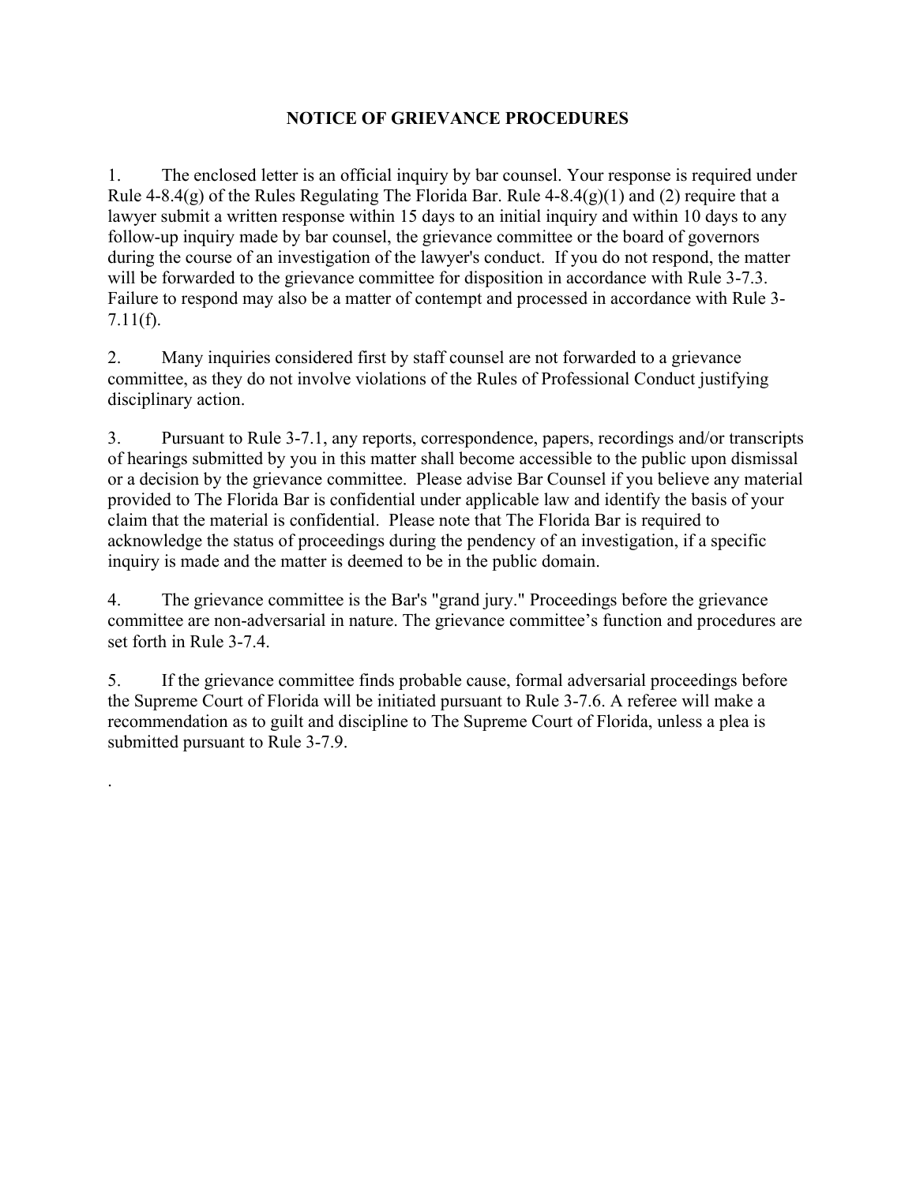# NOTICE OF GRIEVANCE PROCEDURES

1. The enclosed letter is an official inquiry by bar counsel. Your response is required under Rule 4-8.4(g) of the Rules Regulating The Florida Bar. Rule 4-8.4(g)(1) and (2) require that a lawyer submit a written response within 15 days to an initial inquiry and within 10 days to any follow-up inquiry made by bar counsel, the grievance committee or the board of governors during the course of an investigation of the lawyer's conduct. If you do not respond, the matter will be forwarded to the grievance committee for disposition in accordance with Rule 3-7.3. Failure to respond may also be a matter of contempt and processed in accordance with Rule 3-7.11(f).

2. Many inquiries considered first by staff counsel are not forwarded to a grievance committee, as they do not involve violations of the Rules of Professional Conduct justifying disciplinary action.

3. Pursuant to Rule 3-7.1, any reports, correspondence, papers, recordings and/or transcripts of hearings submitted by you in this matter shall become accessible to the public upon dismissal or a decision by the grievance committee. Please advise Bar Counsel if you believe any material provided to The Florida Bar is confidential under applicable law and identify the basis of your claim that the material is confidential. Please note that The Florida Bar is required to acknowledge the status of proceedings during the pendency of an investigation, if a specific inquiry is made and the matter is deemed to be in the public domain.

4. The grievance committee is the Bar's "grand jury." Proceedings before the grievance committee are non-adversarial in nature. The grievance committee's function and procedures are set forth in Rule 3-7.4.

5. If the grievance committee finds probable cause, formal adversarial proceedings before the Supreme Court of Florida will be initiated pursuant to Rule 3-7.6. A referee will make a recommendation as to guilt and discipline to The Supreme Court of Florida, unless a plea is submitted pursuant to Rule 3-7.9.

.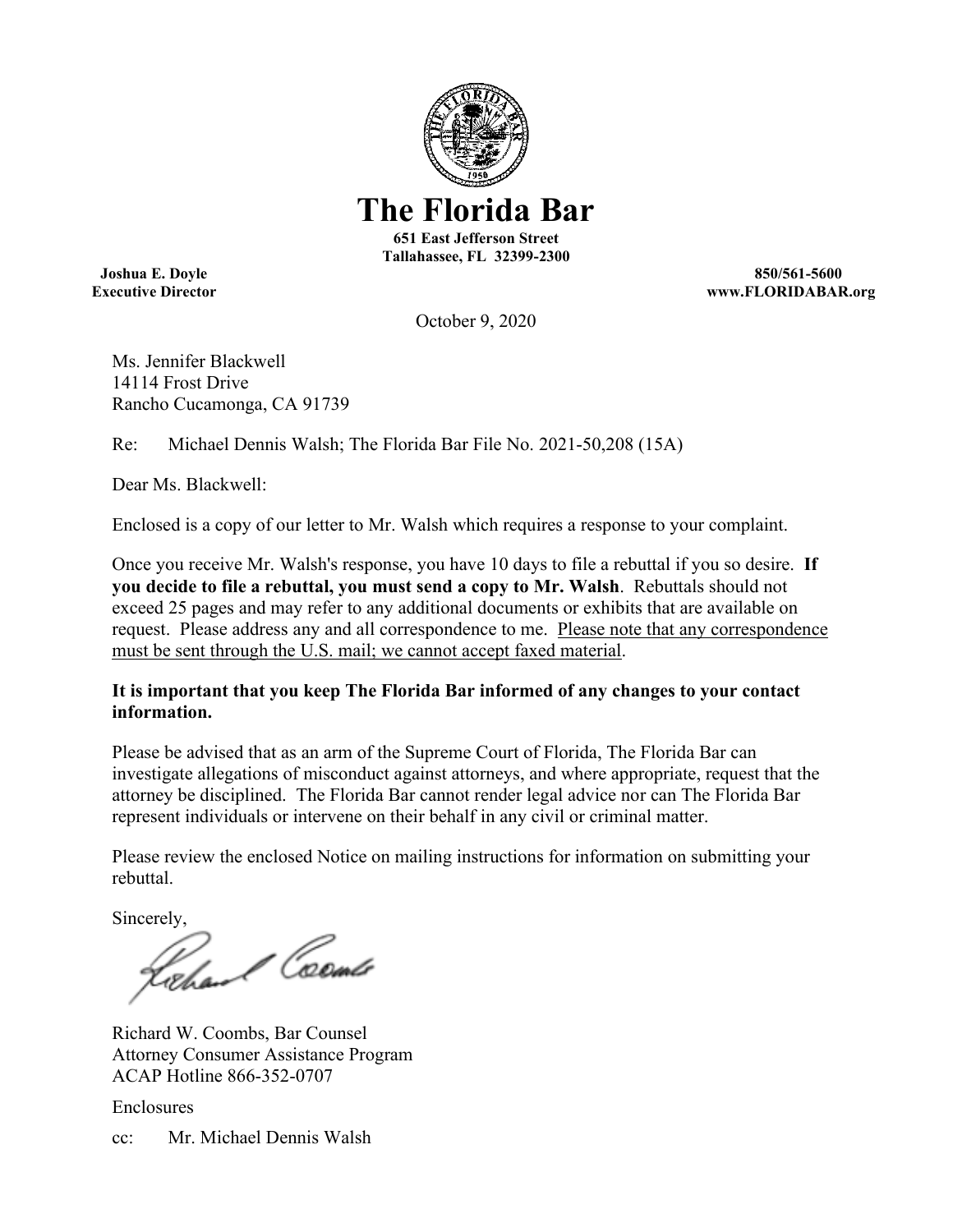# The Florida Bar

**651 East Jefferson Street**
**Tallahassee, FL 32399-2300**

**Joshua E. Doyle**
**Executive Director**

**850/561-5600**
**www.FLORIDABAR.org**

October 9, 2020

Ms. Jennifer Blackwell
14114 Frost Drive
Rancho Cucamonga, CA 91739

Re: Michael Dennis Walsh; The Florida Bar File No. 2021-50,208 (15A)

Dear Ms. Blackwell:

Enclosed is a copy of our letter to Mr. Walsh which requires a response to your complaint.

Once you receive Mr. Walsh's response, you have 10 days to file a rebuttal if you so desire. **If you decide to file a rebuttal, you must send a copy to Mr. Walsh**. Rebuttals should not exceed 25 pages and may refer to any additional documents or exhibits that are available on request. Please address any and all correspondence to me. <u>Please note that any correspondence must be sent through the U.S. mail; we cannot accept faxed material</u>.

**It is important that you keep The Florida Bar informed of any changes to your contact information.**

Please be advised that as an arm of the Supreme Court of Florida, The Florida Bar can investigate allegations of misconduct against attorneys, and where appropriate, request that the attorney be disciplined. The Florida Bar cannot render legal advice nor can The Florida Bar represent individuals or intervene on their behalf in any civil or criminal matter.

Please review the enclosed Notice on mailing instructions for information on submitting your rebuttal.

Sincerely,

Richard W. Coombs, Bar Counsel
Attorney Consumer Assistance Program
ACAP Hotline 866-352-0707

Enclosures

cc: Mr. Michael Dennis Walsh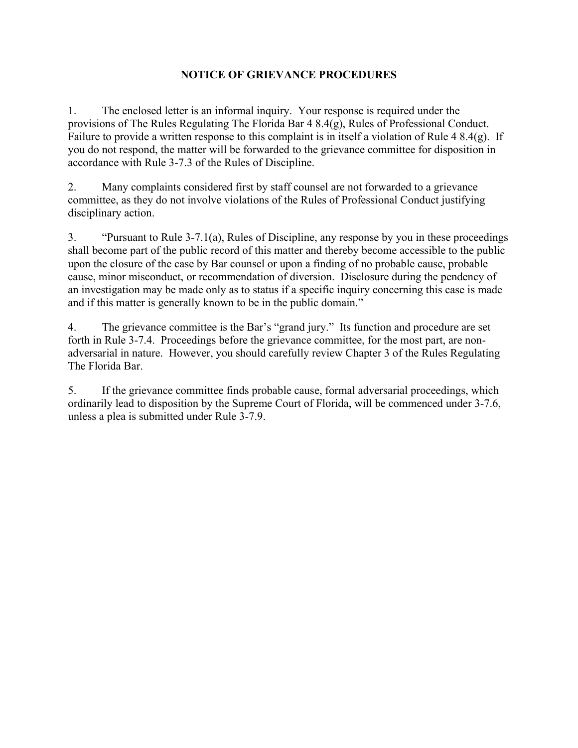# NOTICE OF GRIEVANCE PROCEDURES

1. The enclosed letter is an informal inquiry. Your response is required under the provisions of The Rules Regulating The Florida Bar 4 8.4(g), Rules of Professional Conduct. Failure to provide a written response to this complaint is in itself a violation of Rule 4 8.4(g). If you do not respond, the matter will be forwarded to the grievance committee for disposition in accordance with Rule 3-7.3 of the Rules of Discipline.

2. Many complaints considered first by staff counsel are not forwarded to a grievance committee, as they do not involve violations of the Rules of Professional Conduct justifying disciplinary action.

3. "Pursuant to Rule 3-7.1(a), Rules of Discipline, any response by you in these proceedings shall become part of the public record of this matter and thereby become accessible to the public upon the closure of the case by Bar counsel or upon a finding of no probable cause, probable cause, minor misconduct, or recommendation of diversion. Disclosure during the pendency of an investigation may be made only as to status if a specific inquiry concerning this case is made and if this matter is generally known to be in the public domain."

4. The grievance committee is the Bar's "grand jury." Its function and procedure are set forth in Rule 3-7.4. Proceedings before the grievance committee, for the most part, are non-adversarial in nature. However, you should carefully review Chapter 3 of the Rules Regulating The Florida Bar.

5. If the grievance committee finds probable cause, formal adversarial proceedings, which ordinarily lead to disposition by the Supreme Court of Florida, will be commenced under 3-7.6, unless a plea is submitted under Rule 3-7.9.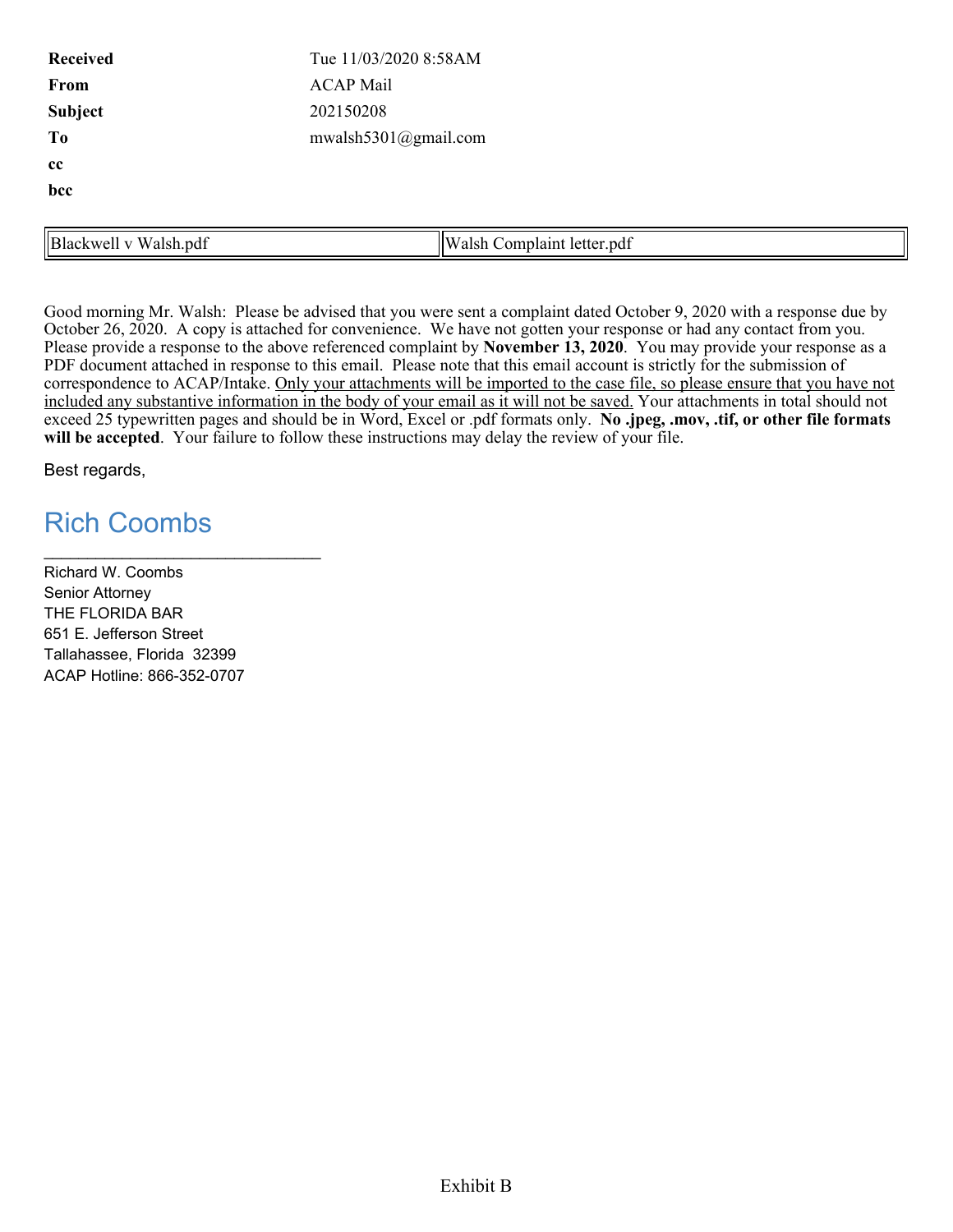| | |
|---|---|
| **Received** | Tue 11/03/2020 8:58AM |
| **From** | ACAP Mail |
| **Subject** | 202150208 |
| **To** | mwalsh5301@gmail.com |
| **cc** | |
| **bcc** | |

| Blackwell v Walsh.pdf | Walsh Complaint letter.pdf |
|---|---|

Good morning Mr. Walsh: Please be advised that you were sent a complaint dated October 9, 2020 with a response due by October 26, 2020. A copy is attached for convenience. We have not gotten your response or had any contact from you. Please provide a response to the above referenced complaint by **November 13, 2020**. You may provide your response as a PDF document attached in response to this email. Please note that this email account is strictly for the submission of correspondence to ACAP/Intake. Only your attachments will be imported to the case file, so please ensure that you have not included any substantive information in the body of your email as it will not be saved. Your attachments in total should not exceed 25 typewritten pages and should be in Word, Excel or .pdf formats only. **No .jpeg, .mov, .tif, or other file formats will be accepted**. Your failure to follow these instructions may delay the review of your file.

Best regards,

Rich Coombs

Richard W. Coombs  
Senior Attorney  
THE FLORIDA BAR  
651 E. Jefferson Street  
Tallahassee, Florida 32399  
ACAP Hotline: 866-352-0707

Exhibit B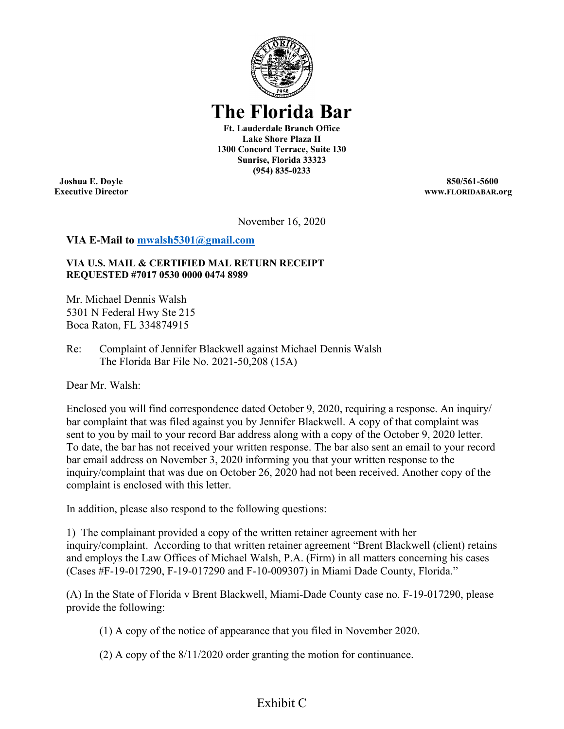# The Florida Bar

**Ft. Lauderdale Branch Office**
**Lake Shore Plaza II**
**1300 Concord Terrace, Suite 130**
**Sunrise, Florida 33323**
**(954) 835-0233**

**Joshua E. Doyle**
**Executive Director**

**850/561-5600**
**WWW.FLORIDABAR.org**

November 16, 2020

**VIA E-Mail to mwalsh5301@gmail.com**

**VIA U.S. MAIL & CERTIFIED MAL RETURN RECEIPT REQUESTED #7017 0530 0000 0474 8989**

Mr. Michael Dennis Walsh
5301 N Federal Hwy Ste 215
Boca Raton, FL 334874915

Re: Complaint of Jennifer Blackwell against Michael Dennis Walsh
The Florida Bar File No. 2021-50,208 (15A)

Dear Mr. Walsh:

Enclosed you will find correspondence dated October 9, 2020, requiring a response. An inquiry/ bar complaint that was filed against you by Jennifer Blackwell. A copy of that complaint was sent to you by mail to your record Bar address along with a copy of the October 9, 2020 letter. To date, the bar has not received your written response. The bar also sent an email to your record bar email address on November 3, 2020 informing you that your written response to the inquiry/complaint that was due on October 26, 2020 had not been received. Another copy of the complaint is enclosed with this letter.

In addition, please also respond to the following questions:

1) The complainant provided a copy of the written retainer agreement with her inquiry/complaint. According to that written retainer agreement "Brent Blackwell (client) retains and employs the Law Offices of Michael Walsh, P.A. (Firm) in all matters concerning his cases (Cases #F-19-017290, F-19-017290 and F-10-009307) in Miami Dade County, Florida."

(A) In the State of Florida v Brent Blackwell, Miami-Dade County case no. F-19-017290, please provide the following:

(1) A copy of the notice of appearance that you filed in November 2020.

(2) A copy of the 8/11/2020 order granting the motion for continuance.

Exhibit C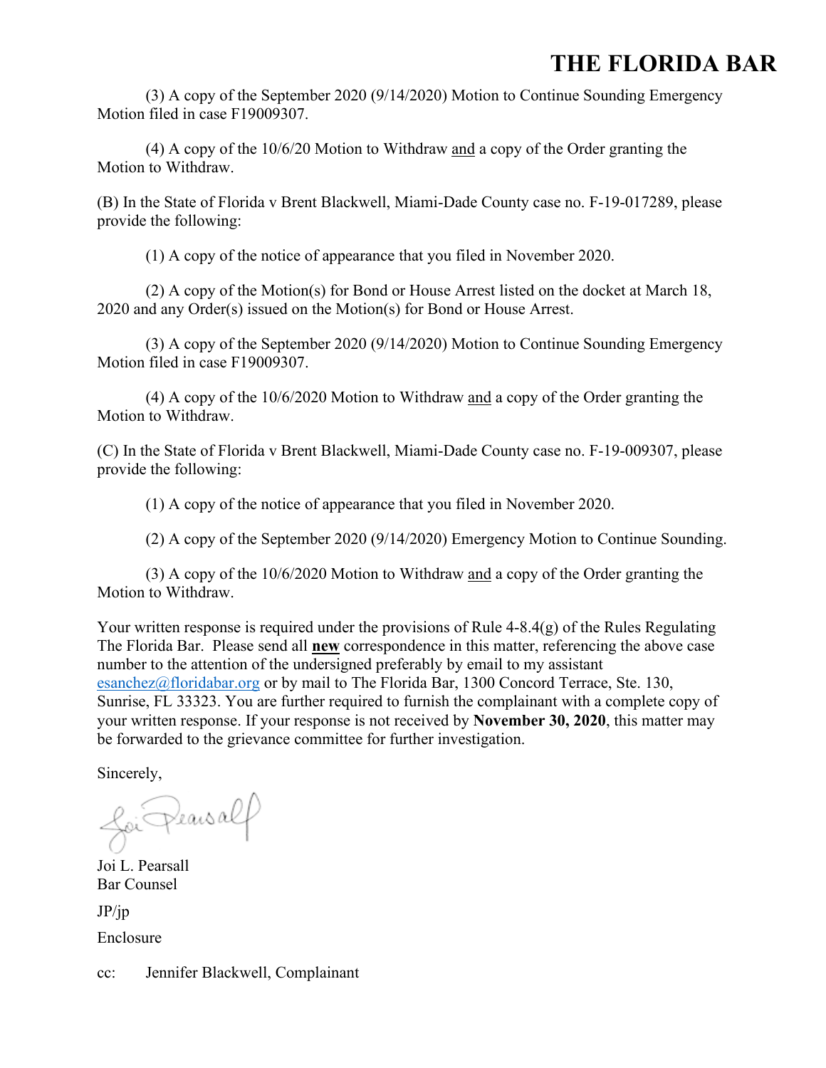(3) A copy of the September 2020 (9/14/2020) Motion to Continue Sounding Emergency Motion filed in case F19009307.

(4) A copy of the 10/6/20 Motion to Withdraw <u>and</u> a copy of the Order granting the Motion to Withdraw.

(B) In the State of Florida v Brent Blackwell, Miami-Dade County case no. F-19-017289, please provide the following:

(1) A copy of the notice of appearance that you filed in November 2020.

(2) A copy of the Motion(s) for Bond or House Arrest listed on the docket at March 18, 2020 and any Order(s) issued on the Motion(s) for Bond or House Arrest.

(3) A copy of the September 2020 (9/14/2020) Motion to Continue Sounding Emergency Motion filed in case F19009307.

(4) A copy of the 10/6/2020 Motion to Withdraw <u>and</u> a copy of the Order granting the Motion to Withdraw.

(C) In the State of Florida v Brent Blackwell, Miami-Dade County case no. F-19-009307, please provide the following:

(1) A copy of the notice of appearance that you filed in November 2020.

(2) A copy of the September 2020 (9/14/2020) Emergency Motion to Continue Sounding.

(3) A copy of the 10/6/2020 Motion to Withdraw <u>and</u> a copy of the Order granting the Motion to Withdraw.

Your written response is required under the provisions of Rule 4-8.4(g) of the Rules Regulating The Florida Bar. Please send all <u>**new**</u> correspondence in this matter, referencing the above case number to the attention of the undersigned preferably by email to my assistant esanchez@floridabar.org or by mail to The Florida Bar, 1300 Concord Terrace, Ste. 130, Sunrise, FL 33323. You are further required to furnish the complainant with a complete copy of your written response. If your response is not received by **November 30, 2020**, this matter may be forwarded to the grievance committee for further investigation.

Sincerely,

Joi L. Pearsall
Bar Counsel

JP/jp

Enclosure

cc: Jennifer Blackwell, Complainant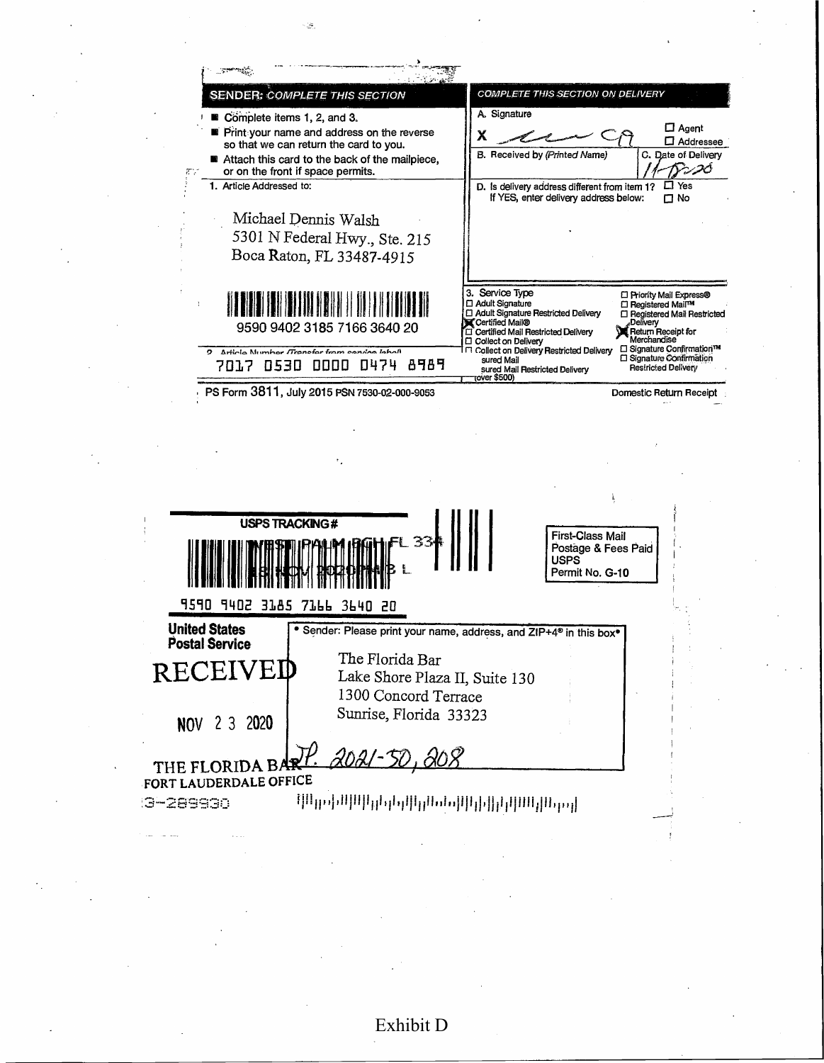**SENDER: COMPLETE THIS SECTION**

- Complete items 1, 2, and 3.
- Print your name and address on the reverse so that we can return the card to you.
- Attach this card to the back of the mailpiece, or on the front if space permits.

1. Article Addressed to:

Michael Dennis Walsh
5301 N Federal Hwy., Ste. 215
Boca Raton, FL 33487-4915

9590 9402 3185 7166 3640 20

2. Article Number (Transfer from service label)

7017 0530 0000 0474 8989

**COMPLETE THIS SECTION ON DELIVERY**

A. Signature

X [signature] ☐ Agent ☐ Addressee

B. Received by (Printed Name) C. Date of Delivery 11-18-20

D. Is delivery address different from item 1? ☐ Yes
If YES, enter delivery address below: ☐ No

3. Service Type

- ☐ Adult Signature
- ☐ Adult Signature Restricted Delivery
- ☒ Certified Mail®
- ☐ Certified Mail Restricted Delivery
- ☐ Collect on Delivery
- ☐ Collect on Delivery Restricted Delivery
- sured Mail
- sured Mail Restricted Delivery (over $500)
- ☐ Priority Mail Express®
- ☐ Registered Mail™
- ☐ Registered Mail Restricted Delivery
- ☒ Return Receipt for Merchandise
- ☐ Signature Confirmation™
- ☐ Signature Confirmation Restricted Delivery

PS Form 3811, July 2015 PSN 7530-02-000-9053 Domestic Return Receipt

---

USPS TRACKING #

WEST PALM BCH FL 334
18 NOV 2020 PM 3 L

9590 9402 3185 7166 3640 20

First-Class Mail
Postage & Fees Paid
USPS
Permit No. G-10

United States Postal Service

• Sender: Please print your name, address, and ZIP+4® in this box•

The Florida Bar
Lake Shore Plaza II, Suite 130
1300 Concord Terrace
Sunrise, Florida 33323

RECEIVED

NOV 23 2020

THE FLORIDA BAR
FORT LAUDERDALE OFFICE

TP. 2021-50,208

3-289930

Exhibit D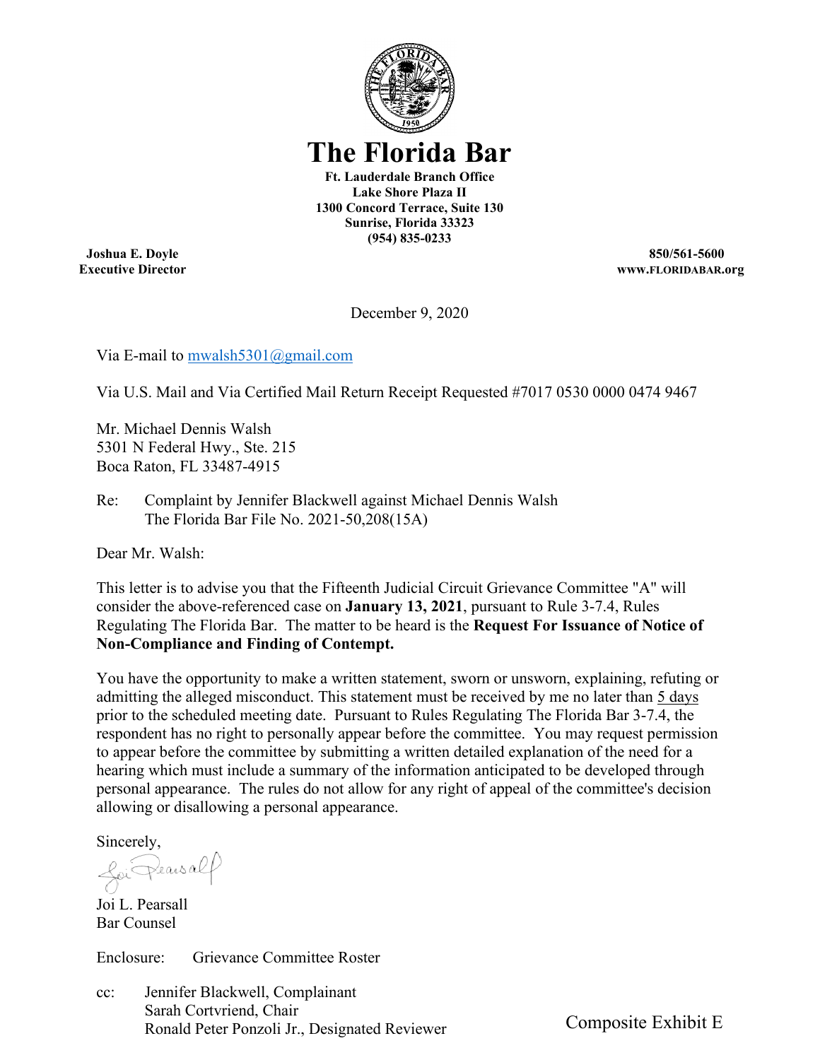# The Florida Bar

**Ft. Lauderdale Branch Office**
**Lake Shore Plaza II**
**1300 Concord Terrace, Suite 130**
**Sunrise, Florida 33323**
**(954) 835-0233**

**Joshua E. Doyle**
**Executive Director**

**850/561-5600**
**WWW.FLORIDABAR.org**

December 9, 2020

Via E-mail to mwalsh5301@gmail.com

Via U.S. Mail and Via Certified Mail Return Receipt Requested #7017 0530 0000 0474 9467

Mr. Michael Dennis Walsh
5301 N Federal Hwy., Ste. 215
Boca Raton, FL 33487-4915

Re: Complaint by Jennifer Blackwell against Michael Dennis Walsh
The Florida Bar File No. 2021-50,208(15A)

Dear Mr. Walsh:

This letter is to advise you that the Fifteenth Judicial Circuit Grievance Committee "A" will consider the above-referenced case on **January 13, 2021**, pursuant to Rule 3-7.4, Rules Regulating The Florida Bar. The matter to be heard is the **Request For Issuance of Notice of Non-Compliance and Finding of Contempt.**

You have the opportunity to make a written statement, sworn or unsworn, explaining, refuting or admitting the alleged misconduct. This statement must be received by me no later than 5 days prior to the scheduled meeting date. Pursuant to Rules Regulating The Florida Bar 3-7.4, the respondent has no right to personally appear before the committee. You may request permission to appear before the committee by submitting a written detailed explanation of the need for a hearing which must include a summary of the information anticipated to be developed through personal appearance. The rules do not allow for any right of appeal of the committee's decision allowing or disallowing a personal appearance.

Sincerely,

Joi L. Pearsall
Bar Counsel

Enclosure: Grievance Committee Roster

cc: Jennifer Blackwell, Complainant
Sarah Cortvriend, Chair
Ronald Peter Ponzoli Jr., Designated Reviewer

Composite Exhibit E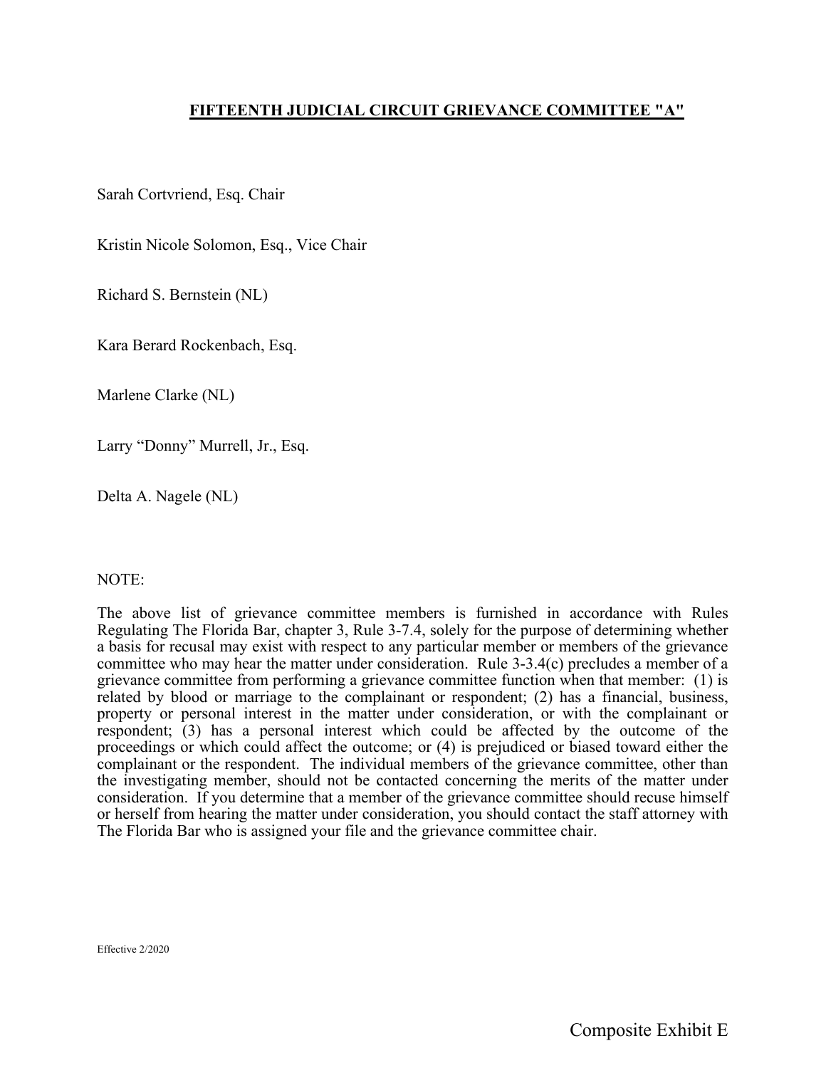## **FIFTEENTH JUDICIAL CIRCUIT GRIEVANCE COMMITTEE "A"**

Sarah Cortvriend, Esq. Chair

Kristin Nicole Solomon, Esq., Vice Chair

Richard S. Bernstein (NL)

Kara Berard Rockenbach, Esq.

Marlene Clarke (NL)

Larry "Donny" Murrell, Jr., Esq.

Delta A. Nagele (NL)

NOTE:

The above list of grievance committee members is furnished in accordance with Rules Regulating The Florida Bar, chapter 3, Rule 3-7.4, solely for the purpose of determining whether a basis for recusal may exist with respect to any particular member or members of the grievance committee who may hear the matter under consideration. Rule 3-3.4(c) precludes a member of a grievance committee from performing a grievance committee function when that member: (1) is related by blood or marriage to the complainant or respondent; (2) has a financial, business, property or personal interest in the matter under consideration, or with the complainant or respondent; (3) has a personal interest which could be affected by the outcome of the proceedings or which could affect the outcome; or (4) is prejudiced or biased toward either the complainant or the respondent. The individual members of the grievance committee, other than the investigating member, should not be contacted concerning the merits of the matter under consideration. If you determine that a member of the grievance committee should recuse himself or herself from hearing the matter under consideration, you should contact the staff attorney with The Florida Bar who is assigned your file and the grievance committee chair.

Effective 2/2020

Composite Exhibit E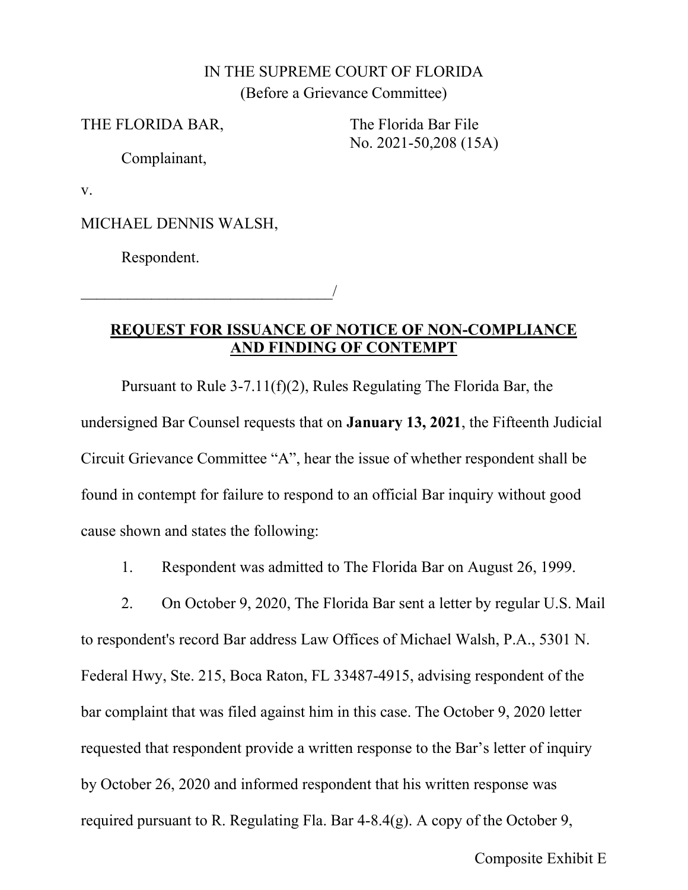IN THE SUPREME COURT OF FLORIDA
(Before a Grievance Committee)

THE FLORIDA BAR,

Complainant,

v.

MICHAEL DENNIS WALSH,

Respondent.

_________________________________/

The Florida Bar File
No. 2021-50,208 (15A)

**REQUEST FOR ISSUANCE OF NOTICE OF NON-COMPLIANCE AND FINDING OF CONTEMPT**

Pursuant to Rule 3-7.11(f)(2), Rules Regulating The Florida Bar, the undersigned Bar Counsel requests that on **January 13, 2021**, the Fifteenth Judicial Circuit Grievance Committee "A", hear the issue of whether respondent shall be found in contempt for failure to respond to an official Bar inquiry without good cause shown and states the following:

1. Respondent was admitted to The Florida Bar on August 26, 1999.

2. On October 9, 2020, The Florida Bar sent a letter by regular U.S. Mail to respondent's record Bar address Law Offices of Michael Walsh, P.A., 5301 N. Federal Hwy, Ste. 215, Boca Raton, FL 33487-4915, advising respondent of the bar complaint that was filed against him in this case. The October 9, 2020 letter requested that respondent provide a written response to the Bar's letter of inquiry by October 26, 2020 and informed respondent that his written response was required pursuant to R. Regulating Fla. Bar 4-8.4(g). A copy of the October 9,

Composite Exhibit E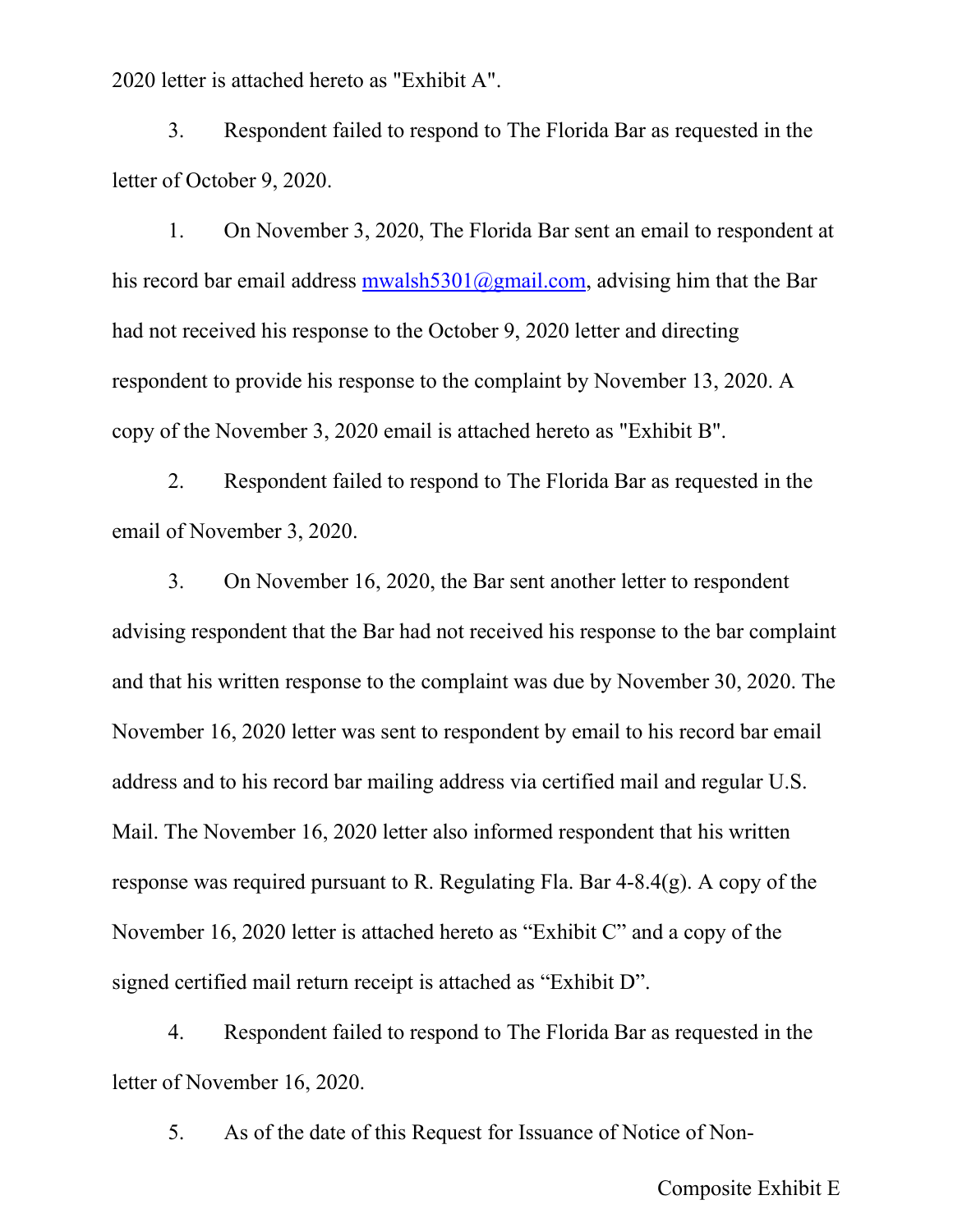2020 letter is attached hereto as "Exhibit A".

3. Respondent failed to respond to The Florida Bar as requested in the letter of October 9, 2020.

1. On November 3, 2020, The Florida Bar sent an email to respondent at his record bar email address mwalsh5301@gmail.com, advising him that the Bar had not received his response to the October 9, 2020 letter and directing respondent to provide his response to the complaint by November 13, 2020. A copy of the November 3, 2020 email is attached hereto as "Exhibit B".

2. Respondent failed to respond to The Florida Bar as requested in the email of November 3, 2020.

3. On November 16, 2020, the Bar sent another letter to respondent advising respondent that the Bar had not received his response to the bar complaint and that his written response to the complaint was due by November 30, 2020. The November 16, 2020 letter was sent to respondent by email to his record bar email address and to his record bar mailing address via certified mail and regular U.S. Mail. The November 16, 2020 letter also informed respondent that his written response was required pursuant to R. Regulating Fla. Bar 4-8.4(g). A copy of the November 16, 2020 letter is attached hereto as "Exhibit C" and a copy of the signed certified mail return receipt is attached as "Exhibit D".

4. Respondent failed to respond to The Florida Bar as requested in the letter of November 16, 2020.

5. As of the date of this Request for Issuance of Notice of Non-

Composite Exhibit E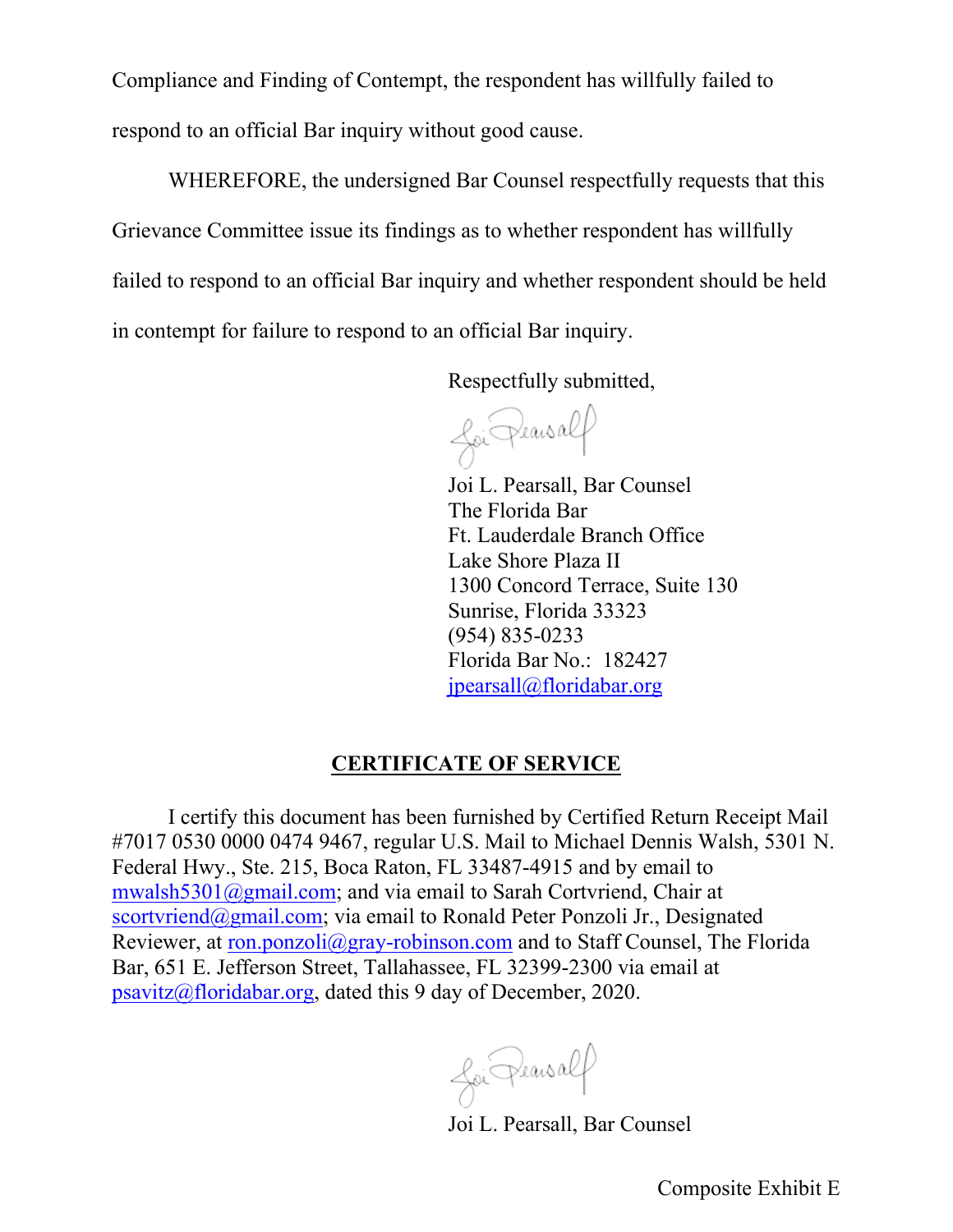Compliance and Finding of Contempt, the respondent has willfully failed to respond to an official Bar inquiry without good cause.

WHEREFORE, the undersigned Bar Counsel respectfully requests that this Grievance Committee issue its findings as to whether respondent has willfully failed to respond to an official Bar inquiry and whether respondent should be held in contempt for failure to respond to an official Bar inquiry.

Respectfully submitted,

Joi L. Pearsall, Bar Counsel
The Florida Bar
Ft. Lauderdale Branch Office
Lake Shore Plaza II
1300 Concord Terrace, Suite 130
Sunrise, Florida 33323
(954) 835-0233
Florida Bar No.: 182427
jpearsall@floridabar.org

## CERTIFICATE OF SERVICE

I certify this document has been furnished by Certified Return Receipt Mail #7017 0530 0000 0474 9467, regular U.S. Mail to Michael Dennis Walsh, 5301 N. Federal Hwy., Ste. 215, Boca Raton, FL 33487-4915 and by email to mwalsh5301@gmail.com; and via email to Sarah Cortvriend, Chair at scortvriend@gmail.com; via email to Ronald Peter Ponzoli Jr., Designated Reviewer, at ron.ponzoli@gray-robinson.com and to Staff Counsel, The Florida Bar, 651 E. Jefferson Street, Tallahassee, FL 32399-2300 via email at psavitz@floridabar.org, dated this 9 day of December, 2020.

Joi L. Pearsall, Bar Counsel

Composite Exhibit E